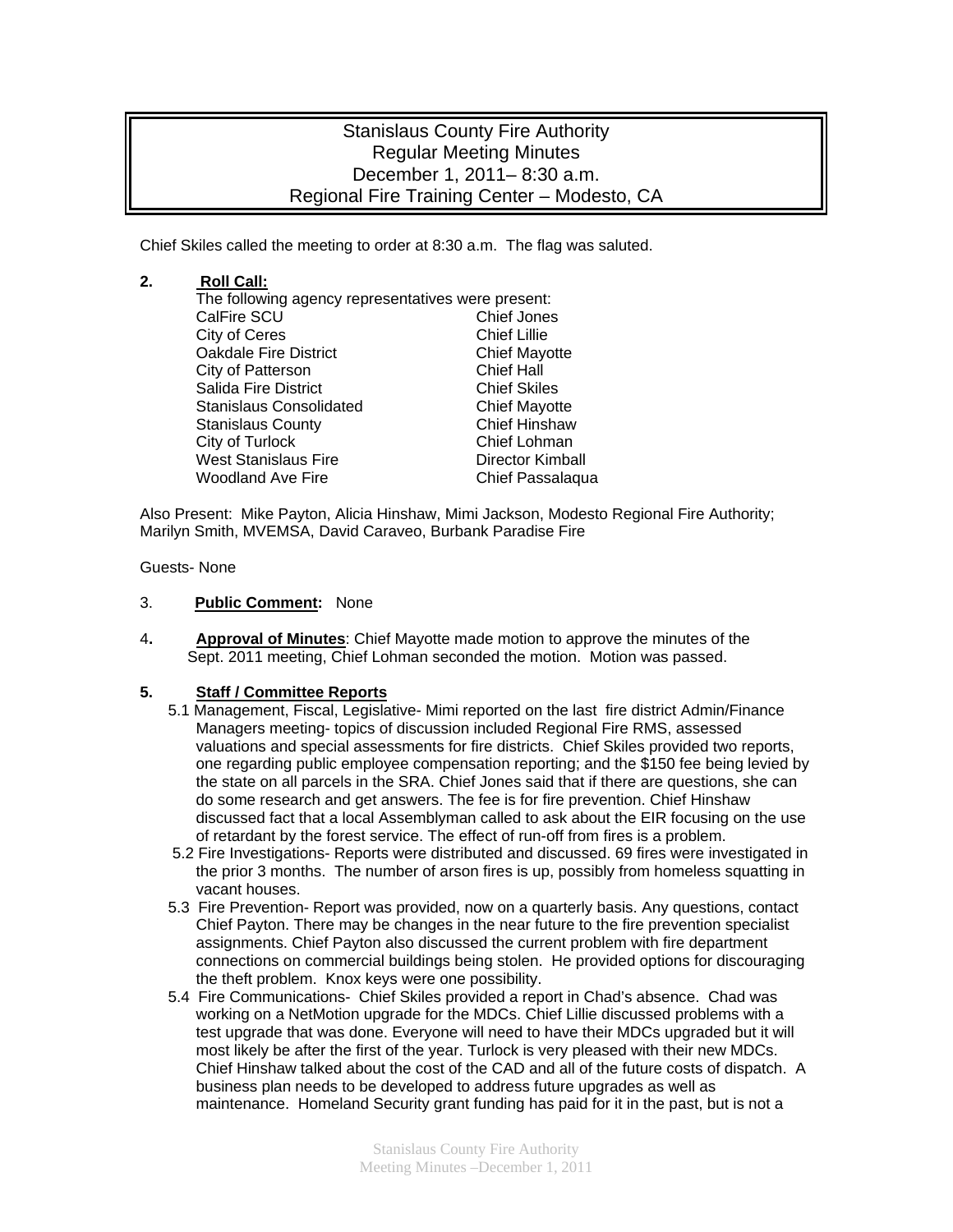# Stanislaus County Fire Authority
## Regular Meeting Minutes
## December 1, 2011– 8:30 a.m.
## Regional Fire Training Center – Modesto, CA

Chief Skiles called the meeting to order at 8:30 a.m. The flag was saluted.

**2. Roll Call:**

The following agency representatives were present:

| | |
|---|---|
| CalFire SCU | Chief Jones |
| City of Ceres | Chief Lillie |
| Oakdale Fire District | Chief Mayotte |
| City of Patterson | Chief Hall |
| Salida Fire District | Chief Skiles |
| Stanislaus Consolidated | Chief Mayotte |
| Stanislaus County | Chief Hinshaw |
| City of Turlock | Chief Lohman |
| West Stanislaus Fire | Director Kimball |
| Woodland Ave Fire | Chief Passalaqua |

Also Present: Mike Payton, Alicia Hinshaw, Mimi Jackson, Modesto Regional Fire Authority; Marilyn Smith, MVEMSA, David Caraveo, Burbank Paradise Fire

Guests- None

3. **Public Comment:** None

4. **Approval of Minutes**: Chief Mayotte made motion to approve the minutes of the Sept. 2011 meeting, Chief Lohman seconded the motion. Motion was passed.

**5. Staff / Committee Reports**

5.1 Management, Fiscal, Legislative- Mimi reported on the last fire district Admin/Finance Managers meeting- topics of discussion included Regional Fire RMS, assessed valuations and special assessments for fire districts. Chief Skiles provided two reports, one regarding public employee compensation reporting; and the $150 fee being levied by the state on all parcels in the SRA. Chief Jones said that if there are questions, she can do some research and get answers. The fee is for fire prevention. Chief Hinshaw discussed fact that a local Assemblyman called to ask about the EIR focusing on the use of retardant by the forest service. The effect of run-off from fires is a problem.

5.2 Fire Investigations- Reports were distributed and discussed. 69 fires were investigated in the prior 3 months. The number of arson fires is up, possibly from homeless squatting in vacant houses.

5.3 Fire Prevention- Report was provided, now on a quarterly basis. Any questions, contact Chief Payton. There may be changes in the near future to the fire prevention specialist assignments. Chief Payton also discussed the current problem with fire department connections on commercial buildings being stolen. He provided options for discouraging the theft problem. Knox keys were one possibility.

5.4 Fire Communications- Chief Skiles provided a report in Chad's absence. Chad was working on a NetMotion upgrade for the MDCs. Chief Lillie discussed problems with a test upgrade that was done. Everyone will need to have their MDCs upgraded but it will most likely be after the first of the year. Turlock is very pleased with their new MDCs. Chief Hinshaw talked about the cost of the CAD and all of the future costs of dispatch. A business plan needs to be developed to address future upgrades as well as maintenance. Homeland Security grant funding has paid for it in the past, but is not a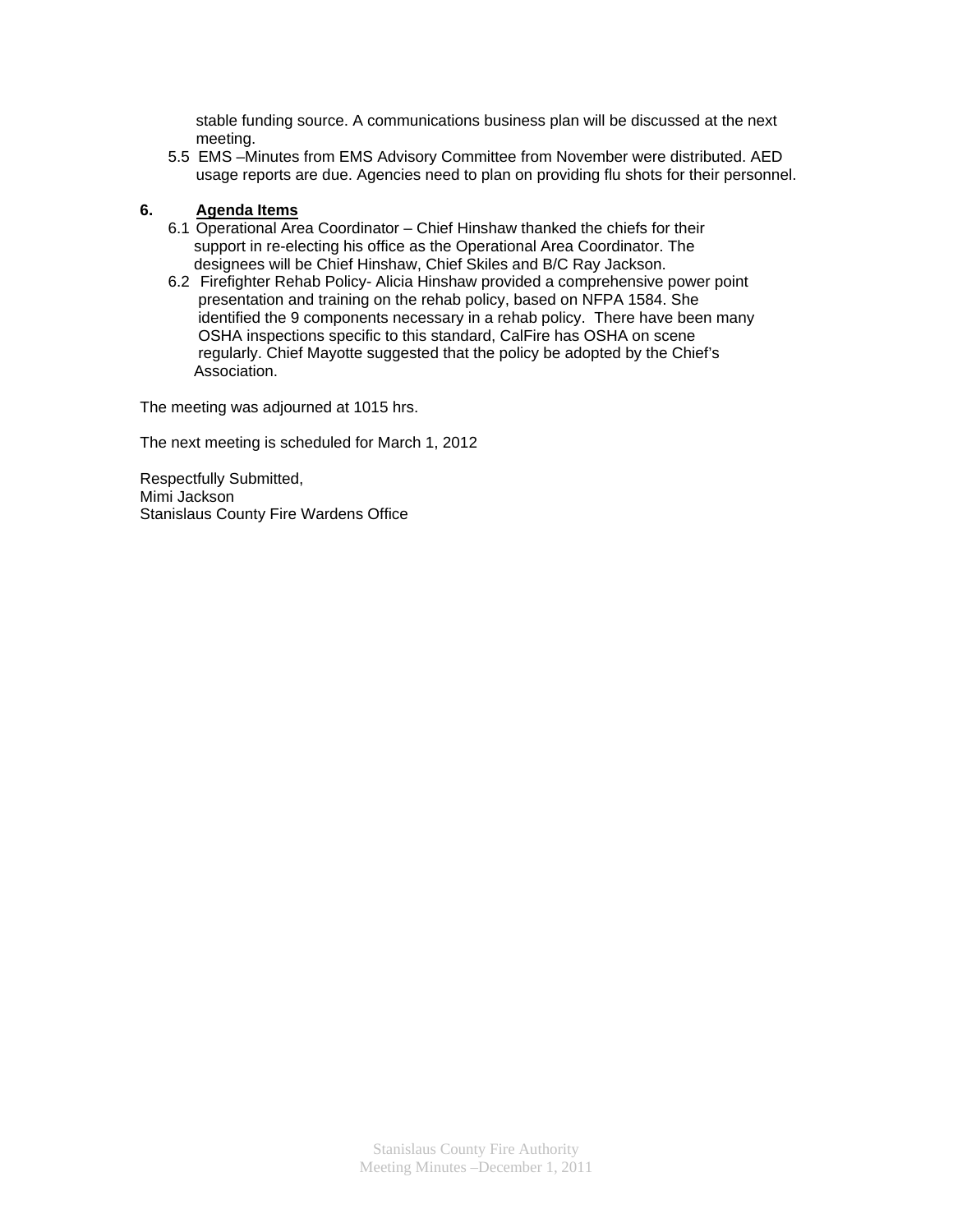stable funding source. A communications business plan will be discussed at the next meeting.

5.5 EMS –Minutes from EMS Advisory Committee from November were distributed. AED usage reports are due. Agencies need to plan on providing flu shots for their personnel.

**6. <u>Agenda Items</u>**

6.1 Operational Area Coordinator – Chief Hinshaw thanked the chiefs for their support in re-electing his office as the Operational Area Coordinator. The designees will be Chief Hinshaw, Chief Skiles and B/C Ray Jackson.

6.2 Firefighter Rehab Policy- Alicia Hinshaw provided a comprehensive power point presentation and training on the rehab policy, based on NFPA 1584. She identified the 9 components necessary in a rehab policy. There have been many OSHA inspections specific to this standard, CalFire has OSHA on scene regularly. Chief Mayotte suggested that the policy be adopted by the Chief's Association.

The meeting was adjourned at 1015 hrs.

The next meeting is scheduled for March 1, 2012

Respectfully Submitted,
Mimi Jackson
Stanislaus County Fire Wardens Office